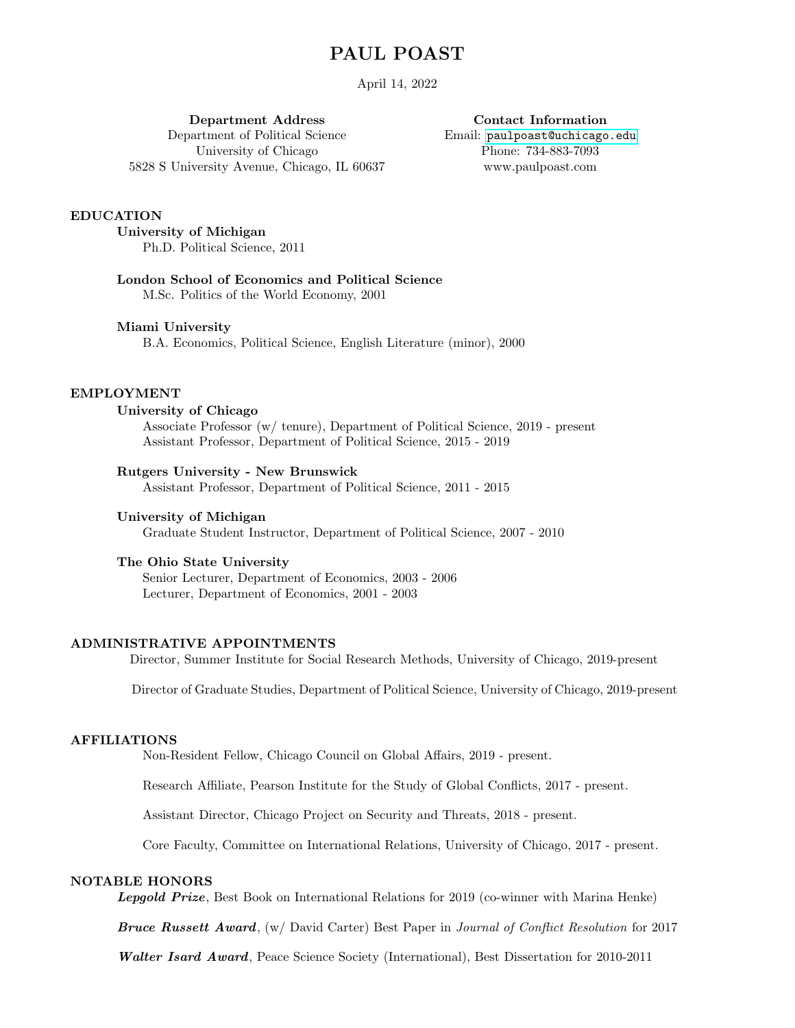# PAUL POAST

April 14, 2022

**Department Address**
Department of Political Science
University of Chicago
5828 S University Avenue, Chicago, IL 60637

**Contact Information**
Email: paulpoast@uchicago.edu
Phone: 734-883-7093
www.paulpoast.com

## EDUCATION

**University of Michigan**
Ph.D. Political Science, 2011

**London School of Economics and Political Science**
M.Sc. Politics of the World Economy, 2001

**Miami University**
B.A. Economics, Political Science, English Literature (minor), 2000

## EMPLOYMENT

**University of Chicago**
Associate Professor (w/ tenure), Department of Political Science, 2019 - present
Assistant Professor, Department of Political Science, 2015 - 2019

**Rutgers University - New Brunswick**
Assistant Professor, Department of Political Science, 2011 - 2015

**University of Michigan**
Graduate Student Instructor, Department of Political Science, 2007 - 2010

**The Ohio State University**
Senior Lecturer, Department of Economics, 2003 - 2006
Lecturer, Department of Economics, 2001 - 2003

## ADMINISTRATIVE APPOINTMENTS

Director, Summer Institute for Social Research Methods, University of Chicago, 2019-present

Director of Graduate Studies, Department of Political Science, University of Chicago, 2019-present

## AFFILIATIONS

Non-Resident Fellow, Chicago Council on Global Affairs, 2019 - present.

Research Affiliate, Pearson Institute for the Study of Global Conflicts, 2017 - present.

Assistant Director, Chicago Project on Security and Threats, 2018 - present.

Core Faculty, Committee on International Relations, University of Chicago, 2017 - present.

## NOTABLE HONORS

***Lepgold Prize***, Best Book on International Relations for 2019 (co-winner with Marina Henke)

***Bruce Russett Award***, (w/ David Carter) Best Paper in *Journal of Conflict Resolution* for 2017

***Walter Isard Award***, Peace Science Society (International), Best Dissertation for 2010-2011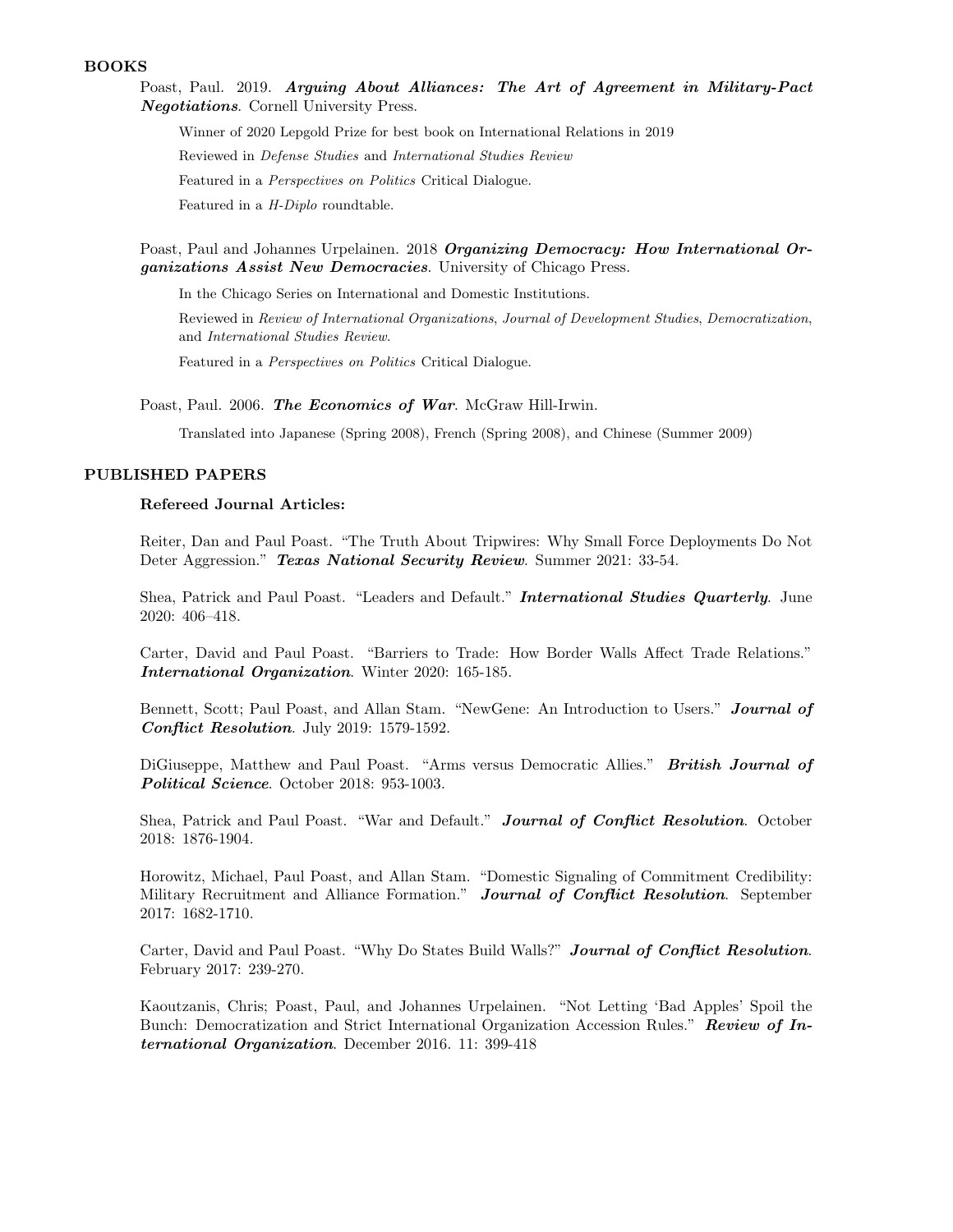## BOOKS

Poast, Paul. 2019. ***Arguing About Alliances: The Art of Agreement in Military-Pact Negotiations***. Cornell University Press.

Winner of 2020 Lepgold Prize for best book on International Relations in 2019

Reviewed in *Defense Studies* and *International Studies Review*

Featured in a *Perspectives on Politics* Critical Dialogue.

Featured in a *H-Diplo* roundtable.

Poast, Paul and Johannes Urpelainen. 2018 ***Organizing Democracy: How International Organizations Assist New Democracies***. University of Chicago Press.

In the Chicago Series on International and Domestic Institutions.

Reviewed in *Review of International Organizations*, *Journal of Development Studies*, *Democratization*, and *International Studies Review*.

Featured in a *Perspectives on Politics* Critical Dialogue.

Poast, Paul. 2006. ***The Economics of War***. McGraw Hill-Irwin.

Translated into Japanese (Spring 2008), French (Spring 2008), and Chinese (Summer 2009)

## PUBLISHED PAPERS

### Refereed Journal Articles:

Reiter, Dan and Paul Poast. "The Truth About Tripwires: Why Small Force Deployments Do Not Deter Aggression." ***Texas National Security Review***. Summer 2021: 33-54.

Shea, Patrick and Paul Poast. "Leaders and Default." ***International Studies Quarterly***. June 2020: 406–418.

Carter, David and Paul Poast. "Barriers to Trade: How Border Walls Affect Trade Relations." ***International Organization***. Winter 2020: 165-185.

Bennett, Scott; Paul Poast, and Allan Stam. "NewGene: An Introduction to Users." ***Journal of Conflict Resolution***. July 2019: 1579-1592.

DiGiuseppe, Matthew and Paul Poast. "Arms versus Democratic Allies." ***British Journal of Political Science***. October 2018: 953-1003.

Shea, Patrick and Paul Poast. "War and Default." ***Journal of Conflict Resolution***. October 2018: 1876-1904.

Horowitz, Michael, Paul Poast, and Allan Stam. "Domestic Signaling of Commitment Credibility: Military Recruitment and Alliance Formation." ***Journal of Conflict Resolution***. September 2017: 1682-1710.

Carter, David and Paul Poast. "Why Do States Build Walls?" ***Journal of Conflict Resolution***. February 2017: 239-270.

Kaoutzanis, Chris; Poast, Paul, and Johannes Urpelainen. "Not Letting 'Bad Apples' Spoil the Bunch: Democratization and Strict International Organization Accession Rules." ***Review of International Organization***. December 2016. 11: 399-418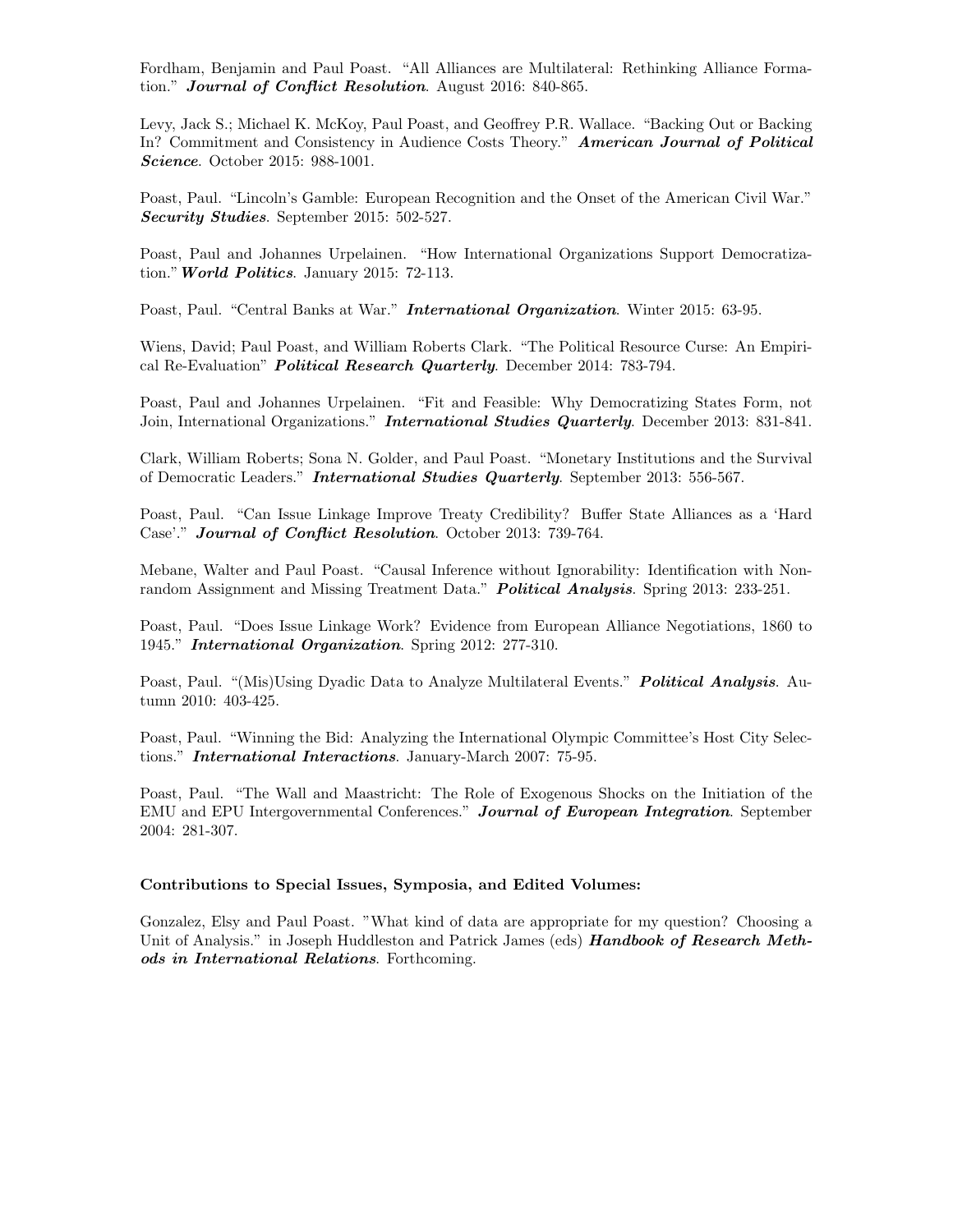Fordham, Benjamin and Paul Poast. "All Alliances are Multilateral: Rethinking Alliance Formation." ***Journal of Conflict Resolution***. August 2016: 840-865.

Levy, Jack S.; Michael K. McKoy, Paul Poast, and Geoffrey P.R. Wallace. "Backing Out or Backing In? Commitment and Consistency in Audience Costs Theory." ***American Journal of Political Science***. October 2015: 988-1001.

Poast, Paul. "Lincoln's Gamble: European Recognition and the Onset of the American Civil War." ***Security Studies***. September 2015: 502-527.

Poast, Paul and Johannes Urpelainen. "How International Organizations Support Democratization." ***World Politics***. January 2015: 72-113.

Poast, Paul. "Central Banks at War." ***International Organization***. Winter 2015: 63-95.

Wiens, David; Paul Poast, and William Roberts Clark. "The Political Resource Curse: An Empirical Re-Evaluation" ***Political Research Quarterly***. December 2014: 783-794.

Poast, Paul and Johannes Urpelainen. "Fit and Feasible: Why Democratizing States Form, not Join, International Organizations." ***International Studies Quarterly***. December 2013: 831-841.

Clark, William Roberts; Sona N. Golder, and Paul Poast. "Monetary Institutions and the Survival of Democratic Leaders." ***International Studies Quarterly***. September 2013: 556-567.

Poast, Paul. "Can Issue Linkage Improve Treaty Credibility? Buffer State Alliances as a 'Hard Case'." ***Journal of Conflict Resolution***. October 2013: 739-764.

Mebane, Walter and Paul Poast. "Causal Inference without Ignorability: Identification with Nonrandom Assignment and Missing Treatment Data." ***Political Analysis***. Spring 2013: 233-251.

Poast, Paul. "Does Issue Linkage Work? Evidence from European Alliance Negotiations, 1860 to 1945." ***International Organization***. Spring 2012: 277-310.

Poast, Paul. "(Mis)Using Dyadic Data to Analyze Multilateral Events." ***Political Analysis***. Autumn 2010: 403-425.

Poast, Paul. "Winning the Bid: Analyzing the International Olympic Committee's Host City Selections." ***International Interactions***. January-March 2007: 75-95.

Poast, Paul. "The Wall and Maastricht: The Role of Exogenous Shocks on the Initiation of the EMU and EPU Intergovernmental Conferences." ***Journal of European Integration***. September 2004: 281-307.

**Contributions to Special Issues, Symposia, and Edited Volumes:**

Gonzalez, Elsy and Paul Poast. "What kind of data are appropriate for my question? Choosing a Unit of Analysis." in Joseph Huddleston and Patrick James (eds) ***Handbook of Research Methods in International Relations***. Forthcoming.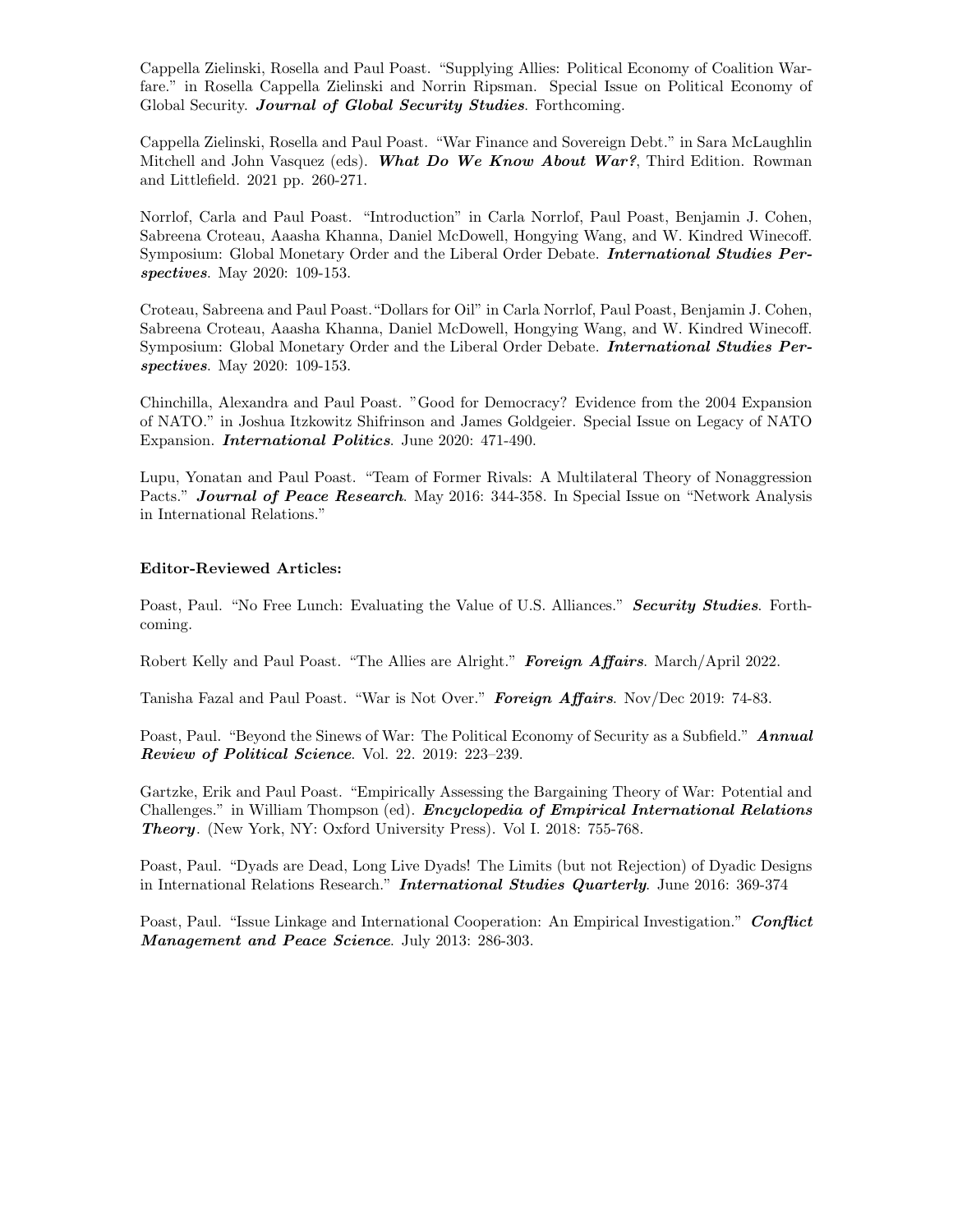Cappella Zielinski, Rosella and Paul Poast. "Supplying Allies: Political Economy of Coalition Warfare." in Rosella Cappella Zielinski and Norrin Ripsman. Special Issue on Political Economy of Global Security. ***Journal of Global Security Studies***. Forthcoming.

Cappella Zielinski, Rosella and Paul Poast. "War Finance and Sovereign Debt." in Sara McLaughlin Mitchell and John Vasquez (eds). ***What Do We Know About War?***, Third Edition. Rowman and Littlefield. 2021 pp. 260-271.

Norrlof, Carla and Paul Poast. "Introduction" in Carla Norrlof, Paul Poast, Benjamin J. Cohen, Sabreena Croteau, Aaasha Khanna, Daniel McDowell, Hongying Wang, and W. Kindred Winecoff. Symposium: Global Monetary Order and the Liberal Order Debate. ***International Studies Perspectives***. May 2020: 109-153.

Croteau, Sabreena and Paul Poast."Dollars for Oil" in Carla Norrlof, Paul Poast, Benjamin J. Cohen, Sabreena Croteau, Aaasha Khanna, Daniel McDowell, Hongying Wang, and W. Kindred Winecoff. Symposium: Global Monetary Order and the Liberal Order Debate. ***International Studies Perspectives***. May 2020: 109-153.

Chinchilla, Alexandra and Paul Poast. "Good for Democracy? Evidence from the 2004 Expansion of NATO." in Joshua Itzkowitz Shifrinson and James Goldgeier. Special Issue on Legacy of NATO Expansion. ***International Politics***. June 2020: 471-490.

Lupu, Yonatan and Paul Poast. "Team of Former Rivals: A Multilateral Theory of Nonaggression Pacts." ***Journal of Peace Research***. May 2016: 344-358. In Special Issue on "Network Analysis in International Relations."

**Editor-Reviewed Articles:**

Poast, Paul. "No Free Lunch: Evaluating the Value of U.S. Alliances." ***Security Studies***. Forthcoming.

Robert Kelly and Paul Poast. "The Allies are Alright." ***Foreign Affairs***. March/April 2022.

Tanisha Fazal and Paul Poast. "War is Not Over." ***Foreign Affairs***. Nov/Dec 2019: 74-83.

Poast, Paul. "Beyond the Sinews of War: The Political Economy of Security as a Subfield." ***Annual Review of Political Science***. Vol. 22. 2019: 223–239.

Gartzke, Erik and Paul Poast. "Empirically Assessing the Bargaining Theory of War: Potential and Challenges." in William Thompson (ed). ***Encyclopedia of Empirical International Relations Theory***. (New York, NY: Oxford University Press). Vol I. 2018: 755-768.

Poast, Paul. "Dyads are Dead, Long Live Dyads! The Limits (but not Rejection) of Dyadic Designs in International Relations Research." ***International Studies Quarterly***. June 2016: 369-374

Poast, Paul. "Issue Linkage and International Cooperation: An Empirical Investigation." ***Conflict Management and Peace Science***. July 2013: 286-303.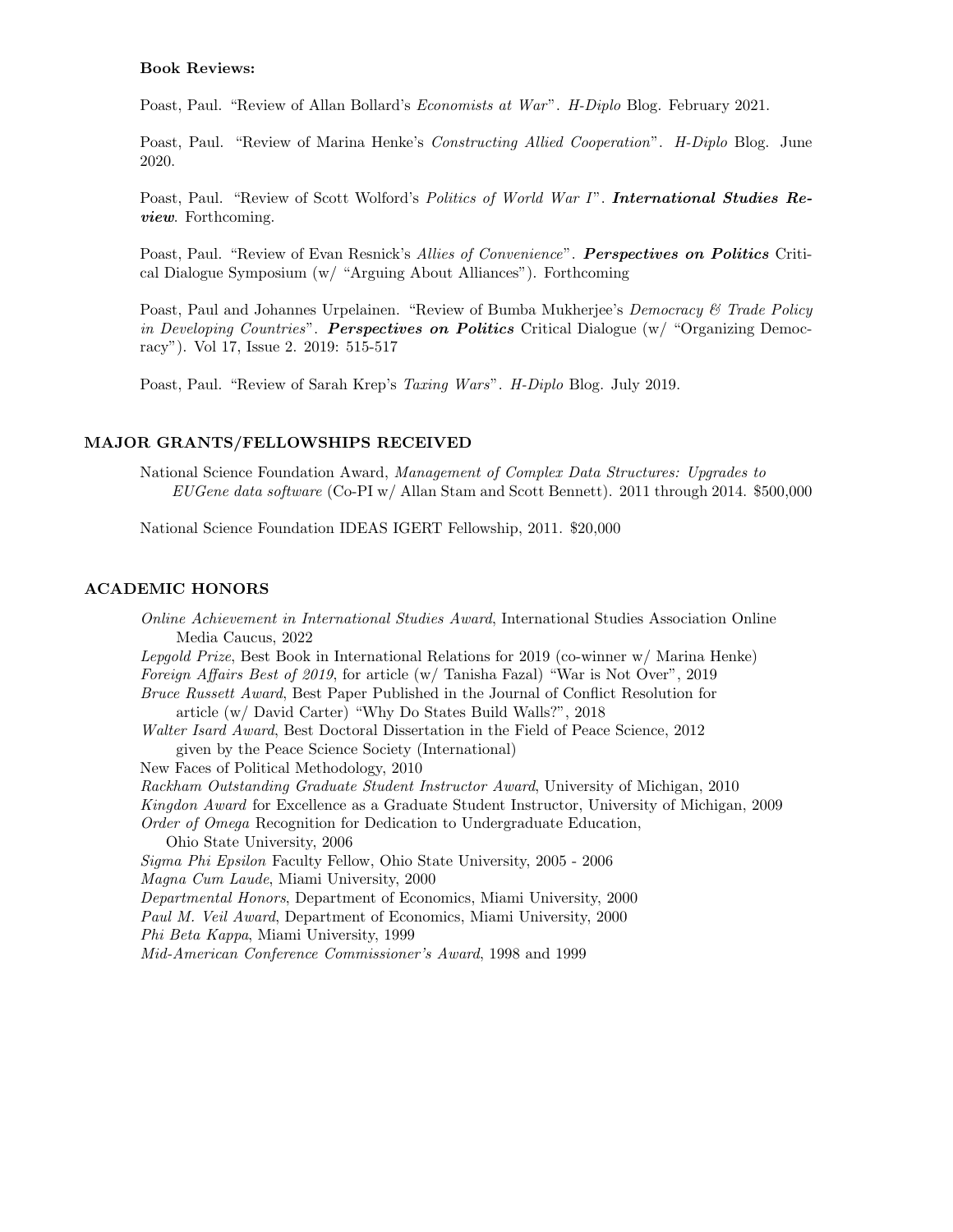**Book Reviews:**

Poast, Paul. "Review of Allan Bollard's *Economists at War*". *H-Diplo* Blog. February 2021.

Poast, Paul. "Review of Marina Henke's *Constructing Allied Cooperation*". *H-Diplo* Blog. June 2020.

Poast, Paul. "Review of Scott Wolford's *Politics of World War I*". ***International Studies Review***. Forthcoming.

Poast, Paul. "Review of Evan Resnick's *Allies of Convenience*". ***Perspectives on Politics*** Critical Dialogue Symposium (w/ "Arguing About Alliances"). Forthcoming

Poast, Paul and Johannes Urpelainen. "Review of Bumba Mukherjee's *Democracy & Trade Policy in Developing Countries*". ***Perspectives on Politics*** Critical Dialogue (w/ "Organizing Democracy"). Vol 17, Issue 2. 2019: 515-517

Poast, Paul. "Review of Sarah Krep's *Taxing Wars*". *H-Diplo* Blog. July 2019.

## MAJOR GRANTS/FELLOWSHIPS RECEIVED

National Science Foundation Award, *Management of Complex Data Structures: Upgrades to EUGene data software* (Co-PI w/ Allan Stam and Scott Bennett). 2011 through 2014. $500,000

National Science Foundation IDEAS IGERT Fellowship, 2011. $20,000

## ACADEMIC HONORS

*Online Achievement in International Studies Award*, International Studies Association Online Media Caucus, 2022
*Lepgold Prize*, Best Book in International Relations for 2019 (co-winner w/ Marina Henke)
*Foreign Affairs Best of 2019*, for article (w/ Tanisha Fazal) "War is Not Over", 2019
*Bruce Russett Award*, Best Paper Published in the Journal of Conflict Resolution for article (w/ David Carter) "Why Do States Build Walls?", 2018
*Walter Isard Award*, Best Doctoral Dissertation in the Field of Peace Science, 2012 given by the Peace Science Society (International)
New Faces of Political Methodology, 2010
*Rackham Outstanding Graduate Student Instructor Award*, University of Michigan, 2010
*Kingdon Award* for Excellence as a Graduate Student Instructor, University of Michigan, 2009
*Order of Omega* Recognition for Dedication to Undergraduate Education, Ohio State University, 2006
*Sigma Phi Epsilon* Faculty Fellow, Ohio State University, 2005 - 2006
*Magna Cum Laude*, Miami University, 2000
*Departmental Honors*, Department of Economics, Miami University, 2000
*Paul M. Veil Award*, Department of Economics, Miami University, 2000
*Phi Beta Kappa*, Miami University, 1999
*Mid-American Conference Commissioner's Award*, 1998 and 1999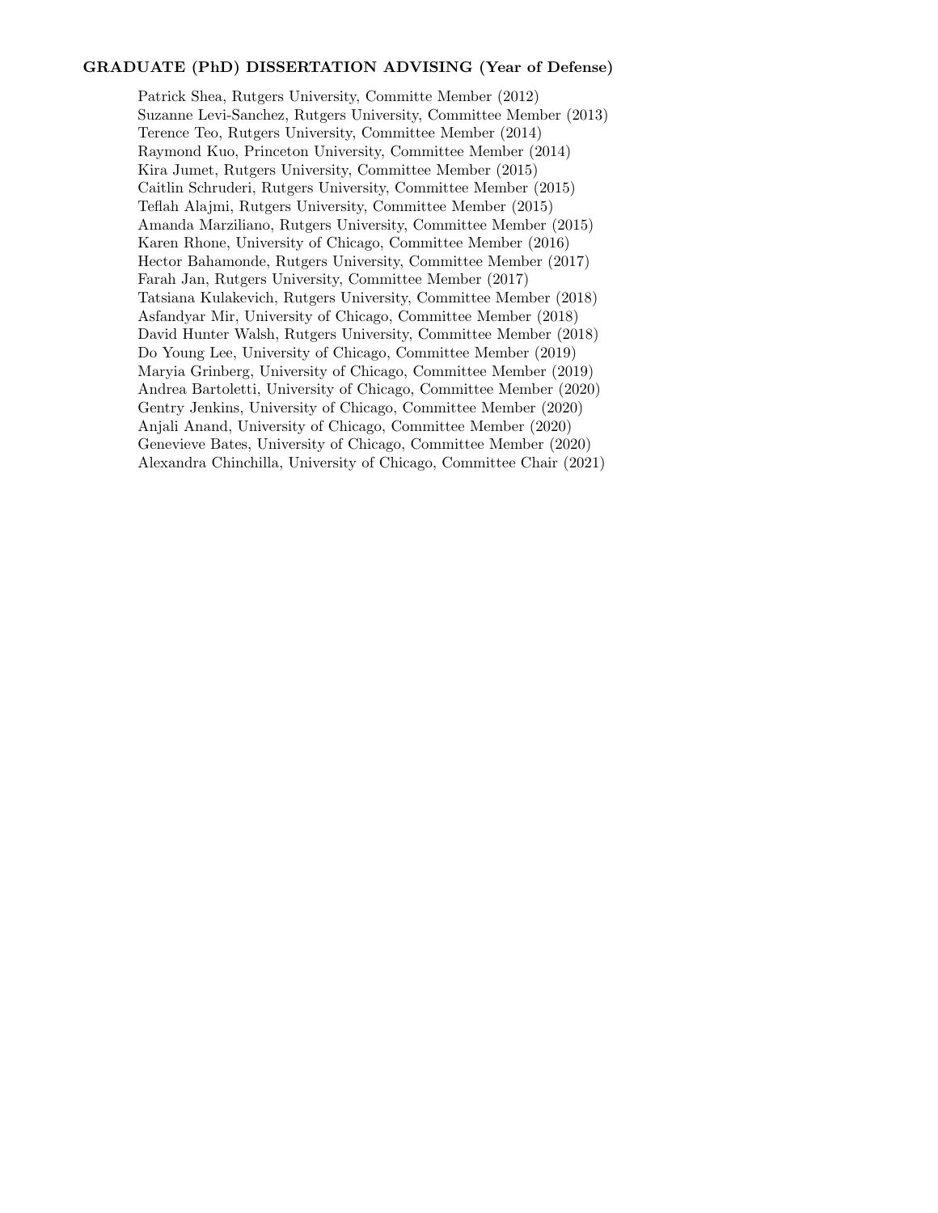### GRADUATE (PhD) DISSERTATION ADVISING (Year of Defense)

Patrick Shea, Rutgers University, Committe Member (2012)
Suzanne Levi-Sanchez, Rutgers University, Committee Member (2013)
Terence Teo, Rutgers University, Committee Member (2014)
Raymond Kuo, Princeton University, Committee Member (2014)
Kira Jumet, Rutgers University, Committee Member (2015)
Caitlin Schruderi, Rutgers University, Committee Member (2015)
Teflah Alajmi, Rutgers University, Committee Member (2015)
Amanda Marziliano, Rutgers University, Committee Member (2015)
Karen Rhone, University of Chicago, Committee Member (2016)
Hector Bahamonde, Rutgers University, Committee Member (2017)
Farah Jan, Rutgers University, Committee Member (2017)
Tatsiana Kulakevich, Rutgers University, Committee Member (2018)
Asfandyar Mir, University of Chicago, Committee Member (2018)
David Hunter Walsh, Rutgers University, Committee Member (2018)
Do Young Lee, University of Chicago, Committee Member (2019)
Maryia Grinberg, University of Chicago, Committee Member (2019)
Andrea Bartoletti, University of Chicago, Committee Member (2020)
Gentry Jenkins, University of Chicago, Committee Member (2020)
Anjali Anand, University of Chicago, Committee Member (2020)
Genevieve Bates, University of Chicago, Committee Member (2020)
Alexandra Chinchilla, University of Chicago, Committee Chair (2021)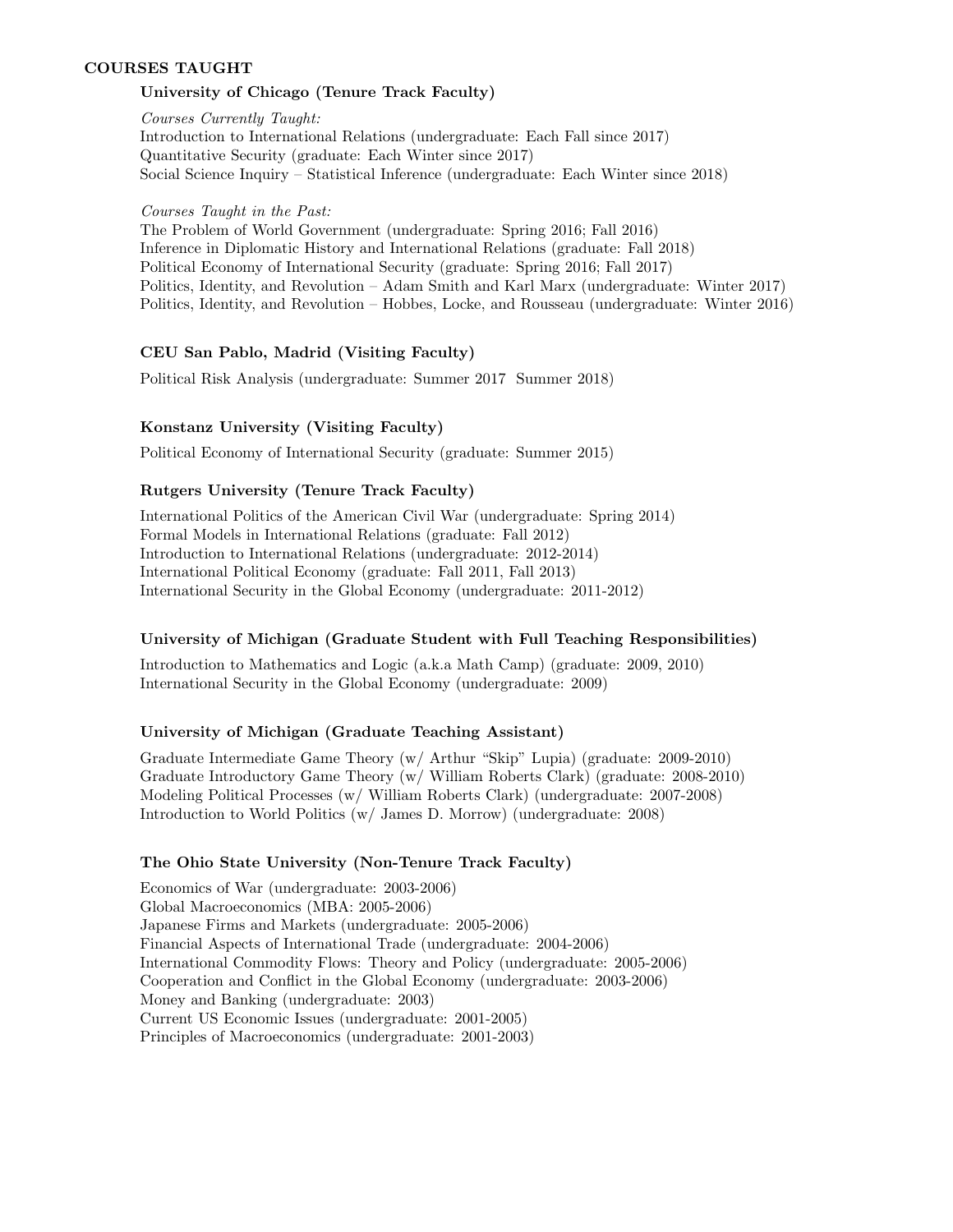## COURSES TAUGHT

### University of Chicago (Tenure Track Faculty)

*Courses Currently Taught:*

Introduction to International Relations (undergraduate: Each Fall since 2017)
Quantitative Security (graduate: Each Winter since 2017)
Social Science Inquiry – Statistical Inference (undergraduate: Each Winter since 2018)

*Courses Taught in the Past:*

The Problem of World Government (undergraduate: Spring 2016; Fall 2016)
Inference in Diplomatic History and International Relations (graduate: Fall 2018)
Political Economy of International Security (graduate: Spring 2016; Fall 2017)
Politics, Identity, and Revolution – Adam Smith and Karl Marx (undergraduate: Winter 2017)
Politics, Identity, and Revolution – Hobbes, Locke, and Rousseau (undergraduate: Winter 2016)

### CEU San Pablo, Madrid (Visiting Faculty)

Political Risk Analysis (undergraduate: Summer 2017 Summer 2018)

### Konstanz University (Visiting Faculty)

Political Economy of International Security (graduate: Summer 2015)

### Rutgers University (Tenure Track Faculty)

International Politics of the American Civil War (undergraduate: Spring 2014)
Formal Models in International Relations (graduate: Fall 2012)
Introduction to International Relations (undergraduate: 2012-2014)
International Political Economy (graduate: Fall 2011, Fall 2013)
International Security in the Global Economy (undergraduate: 2011-2012)

### University of Michigan (Graduate Student with Full Teaching Responsibilities)

Introduction to Mathematics and Logic (a.k.a Math Camp) (graduate: 2009, 2010)
International Security in the Global Economy (undergraduate: 2009)

### University of Michigan (Graduate Teaching Assistant)

Graduate Intermediate Game Theory (w/ Arthur "Skip" Lupia) (graduate: 2009-2010)
Graduate Introductory Game Theory (w/ William Roberts Clark) (graduate: 2008-2010)
Modeling Political Processes (w/ William Roberts Clark) (undergraduate: 2007-2008)
Introduction to World Politics (w/ James D. Morrow) (undergraduate: 2008)

### The Ohio State University (Non-Tenure Track Faculty)

Economics of War (undergraduate: 2003-2006)
Global Macroeconomics (MBA: 2005-2006)
Japanese Firms and Markets (undergraduate: 2005-2006)
Financial Aspects of International Trade (undergraduate: 2004-2006)
International Commodity Flows: Theory and Policy (undergraduate: 2005-2006)
Cooperation and Conflict in the Global Economy (undergraduate: 2003-2006)
Money and Banking (undergraduate: 2003)
Current US Economic Issues (undergraduate: 2001-2005)
Principles of Macroeconomics (undergraduate: 2001-2003)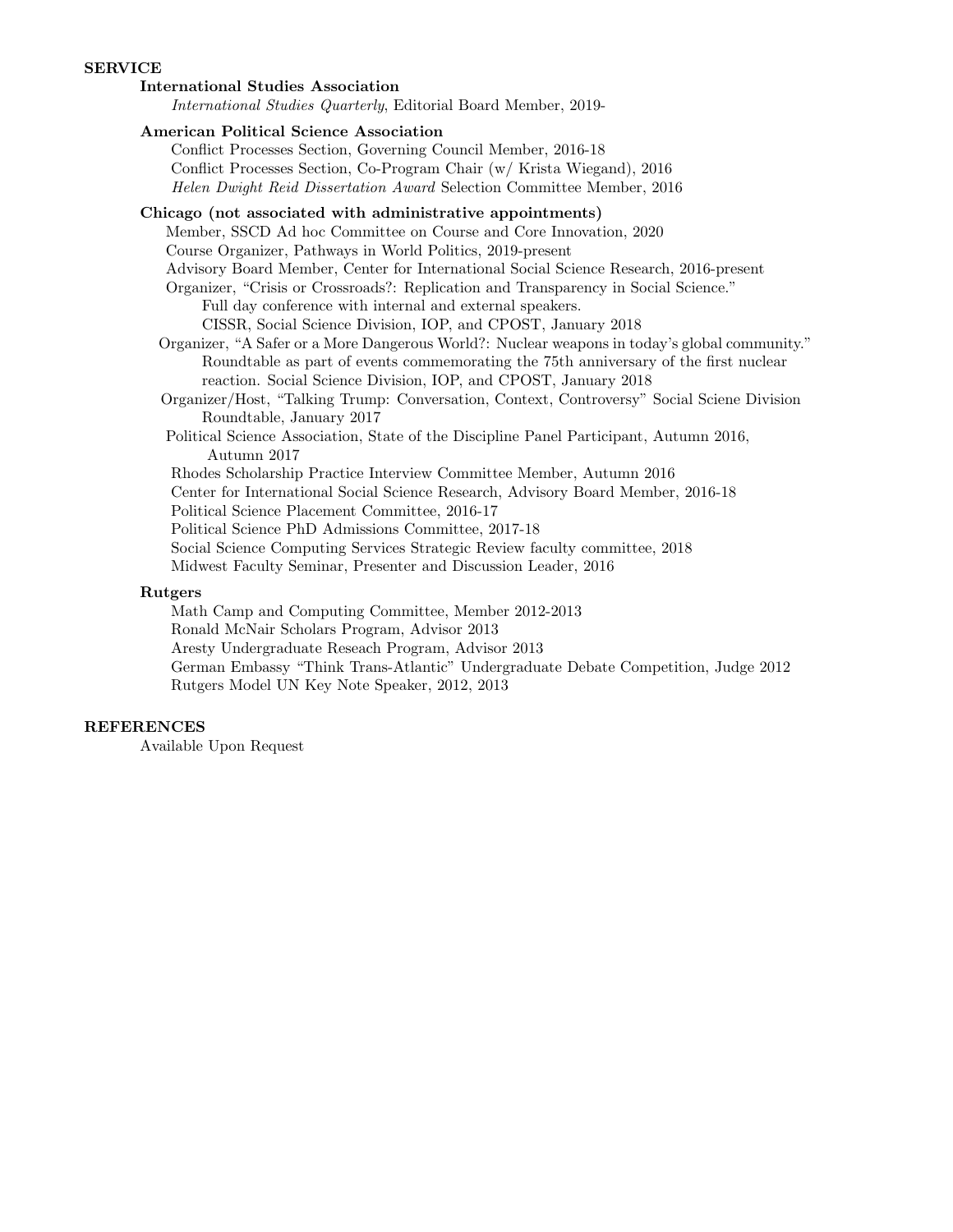## SERVICE

### International Studies Association

*International Studies Quarterly*, Editorial Board Member, 2019-

### American Political Science Association

Conflict Processes Section, Governing Council Member, 2016-18
Conflict Processes Section, Co-Program Chair (w/ Krista Wiegand), 2016
*Helen Dwight Reid Dissertation Award* Selection Committee Member, 2016

### Chicago (not associated with administrative appointments)

Member, SSCD Ad hoc Committee on Course and Core Innovation, 2020
Course Organizer, Pathways in World Politics, 2019-present
Advisory Board Member, Center for International Social Science Research, 2016-present
Organizer, "Crisis or Crossroads?: Replication and Transparency in Social Science."
  Full day conference with internal and external speakers.
  CISSR, Social Science Division, IOP, and CPOST, January 2018
Organizer, "A Safer or a More Dangerous World?: Nuclear weapons in today's global community."
  Roundtable as part of events commemorating the 75th anniversary of the first nuclear reaction. Social Science Division, IOP, and CPOST, January 2018
Organizer/Host, "Talking Trump: Conversation, Context, Controversy" Social Sciene Division Roundtable, January 2017
Political Science Association, State of the Discipline Panel Participant, Autumn 2016, Autumn 2017
Rhodes Scholarship Practice Interview Committee Member, Autumn 2016
Center for International Social Science Research, Advisory Board Member, 2016-18
Political Science Placement Committee, 2016-17
Political Science PhD Admissions Committee, 2017-18
Social Science Computing Services Strategic Review faculty committee, 2018
Midwest Faculty Seminar, Presenter and Discussion Leader, 2016

### Rutgers

Math Camp and Computing Committee, Member 2012-2013
Ronald McNair Scholars Program, Advisor 2013
Aresty Undergraduate Reseach Program, Advisor 2013
German Embassy "Think Trans-Atlantic" Undergraduate Debate Competition, Judge 2012
Rutgers Model UN Key Note Speaker, 2012, 2013

## REFERENCES

Available Upon Request